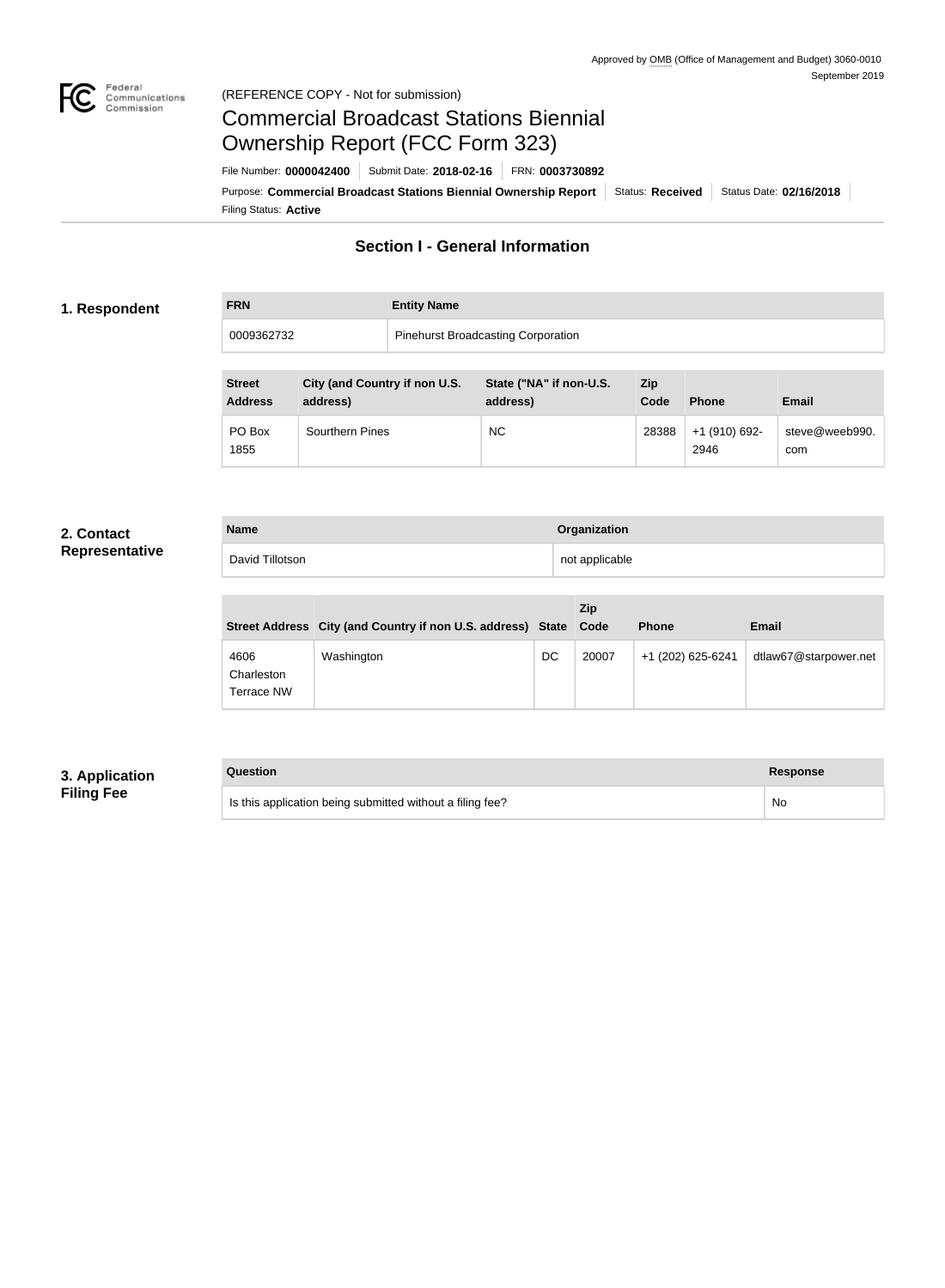Approved by OMB (Office of Management and Budget) 3060-0010
September 2019

(REFERENCE COPY - Not for submission)

# Commercial Broadcast Stations Biennial Ownership Report (FCC Form 323)

File Number: **0000042400** | Submit Date: **2018-02-16** | FRN: **0003730892**

Purpose: **Commercial Broadcast Stations Biennial Ownership Report** | Status: **Received** | Status Date: **02/16/2018**

Filing Status: **Active**

## Section I - General Information

### 1. Respondent

| FRN | Entity Name |
|---|---|
| 0009362732 | Pinehurst Broadcasting Corporation |

| Street Address | City (and Country if non U.S. address) | State ("NA" if non-U.S. address) | Zip Code | Phone | Email |
|---|---|---|---|---|---|
| PO Box 1855 | Southern Pines | NC | 28388 | +1 (910) 692-2946 | steve@weeb990.com |

### 2. Contact Representative

| Name | Organization |
|---|---|
| David Tillotson | not applicable |

| Street Address | City (and Country if non U.S. address) | State | Zip Code | Phone | Email |
|---|---|---|---|---|---|
| 4606 Charleston Terrace NW | Washington | DC | 20007 | +1 (202) 625-6241 | dtlaw67@starpower.net |

### 3. Application Filing Fee

| Question | Response |
|---|---|
| Is this application being submitted without a filing fee? | No |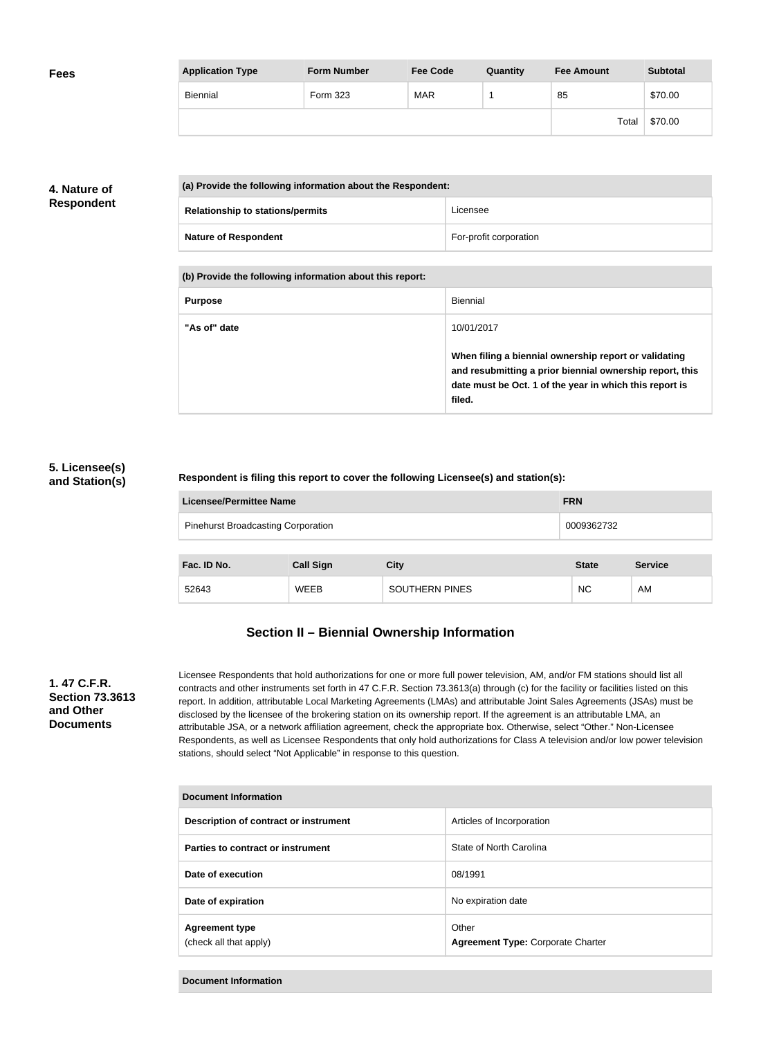## Fees

| Application Type | Form Number | Fee Code | Quantity | Fee Amount | Subtotal |
|---|---|---|---|---|---|
| Biennial | Form 323 | MAR | 1 | 85 | $70.00 |
| | | | | Total | $70.00 |

## 4. Nature of Respondent

| (a) Provide the following information about the Respondent: | |
|---|---|
| Relationship to stations/permits | Licensee |
| Nature of Respondent | For-profit corporation |

| (b) Provide the following information about this report: | |
|---|---|
| Purpose | Biennial |
| "As of" date | 10/01/2017<br><br>**When filing a biennial ownership report or validating and resubmitting a prior biennial ownership report, this date must be Oct. 1 of the year in which this report is filed.** |

## 5. Licensee(s) and Station(s)

**Respondent is filing this report to cover the following Licensee(s) and station(s):**

| Licensee/Permittee Name | FRN |
|---|---|
| Pinehurst Broadcasting Corporation | 0009362732 |

| Fac. ID No. | Call Sign | City | State | Service |
|---|---|---|---|---|
| 52643 | WEEB | SOUTHERN PINES | NC | AM |

# Section II – Biennial Ownership Information

## 1. 47 C.F.R. Section 73.3613 and Other Documents

Licensee Respondents that hold authorizations for one or more full power television, AM, and/or FM stations should list all contracts and other instruments set forth in 47 C.F.R. Section 73.3613(a) through (c) for the facility or facilities listed on this report. In addition, attributable Local Marketing Agreements (LMAs) and attributable Joint Sales Agreements (JSAs) must be disclosed by the licensee of the brokering station on its ownership report. If the agreement is an attributable LMA, an attributable JSA, or a network affiliation agreement, check the appropriate box. Otherwise, select "Other." Non-Licensee Respondents, as well as Licensee Respondents that only hold authorizations for Class A television and/or low power television stations, should select "Not Applicable" in response to this question.

| Document Information | |
|---|---|
| Description of contract or instrument | Articles of Incorporation |
| Parties to contract or instrument | State of North Carolina |
| Date of execution | 08/1991 |
| Date of expiration | No expiration date |
| Agreement type<br>(check all that apply) | Other<br>**Agreement Type:** Corporate Charter |

| Document Information |
|---|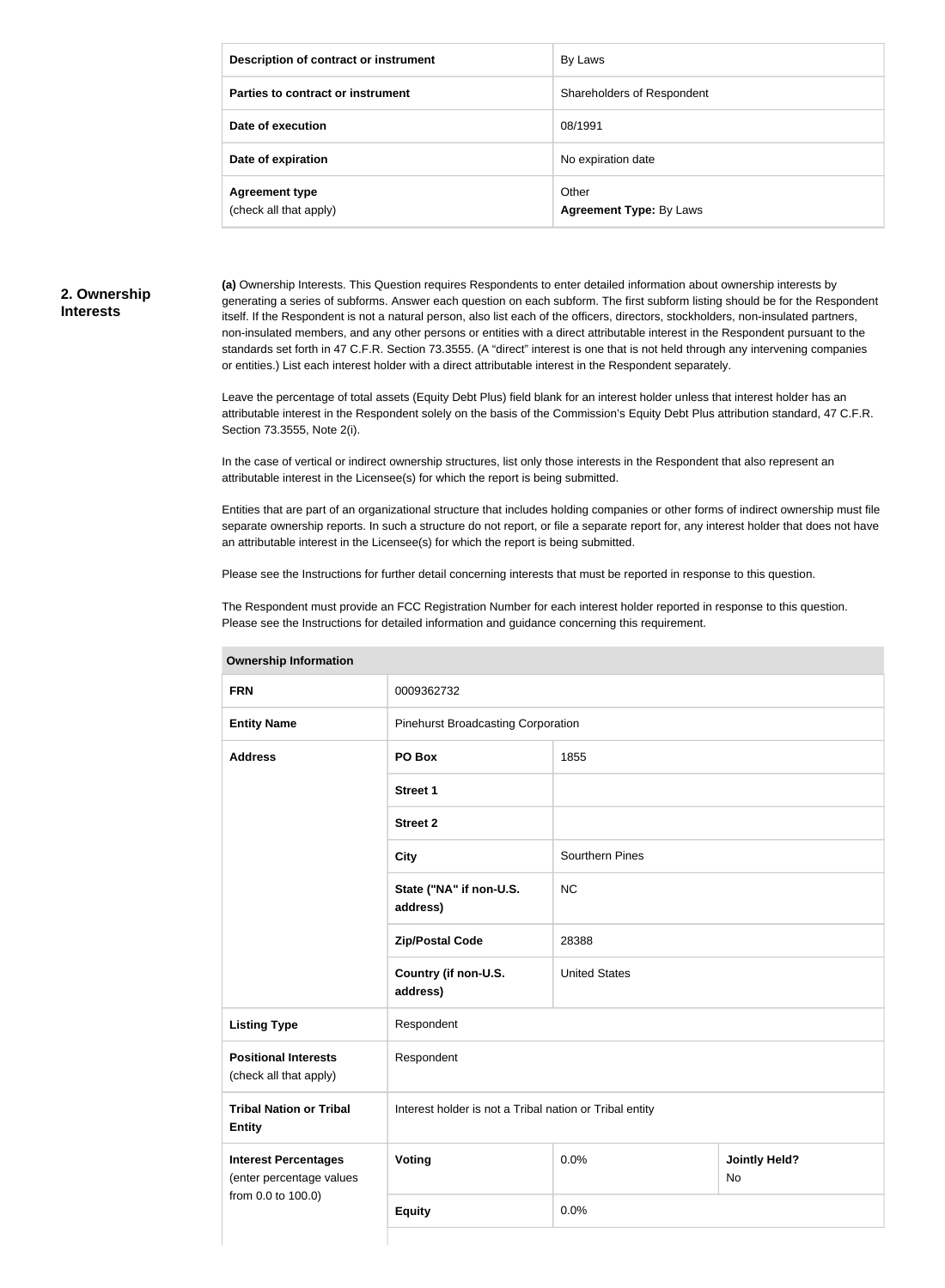| Description of contract or instrument | By Laws |
| --- | --- |
| Parties to contract or instrument | Shareholders of Respondent |
| Date of execution | 08/1991 |
| Date of expiration | No expiration date |
| Agreement type (check all that apply) | Other **Agreement Type:** By Laws |

## 2. Ownership Interests

**(a)** Ownership Interests. This Question requires Respondents to enter detailed information about ownership interests by generating a series of subforms. Answer each question on each subform. The first subform listing should be for the Respondent itself. If the Respondent is not a natural person, also list each of the officers, directors, stockholders, non-insulated partners, non-insulated members, and any other persons or entities with a direct attributable interest in the Respondent pursuant to the standards set forth in 47 C.F.R. Section 73.3555. (A "direct" interest is one that is not held through any intervening companies or entities.) List each interest holder with a direct attributable interest in the Respondent separately.

Leave the percentage of total assets (Equity Debt Plus) field blank for an interest holder unless that interest holder has an attributable interest in the Respondent solely on the basis of the Commission's Equity Debt Plus attribution standard, 47 C.F.R. Section 73.3555, Note 2(i).

In the case of vertical or indirect ownership structures, list only those interests in the Respondent that also represent an attributable interest in the Licensee(s) for which the report is being submitted.

Entities that are part of an organizational structure that includes holding companies or other forms of indirect ownership must file separate ownership reports. In such a structure do not report, or file a separate report for, any interest holder that does not have an attributable interest in the Licensee(s) for which the report is being submitted.

Please see the Instructions for further detail concerning interests that must be reported in response to this question.

The Respondent must provide an FCC Registration Number for each interest holder reported in response to this question. Please see the Instructions for detailed information and guidance concerning this requirement.

| Ownership Information | | | |
| --- | --- | --- | --- |
| FRN | 0009362732 | | |
| Entity Name | Pinehurst Broadcasting Corporation | | |
| Address | PO Box | 1855 | |
| | Street 1 | | |
| | Street 2 | | |
| | City | Southern Pines | |
| | State ("NA" if non-U.S. address) | NC | |
| | Zip/Postal Code | 28388 | |
| | Country (if non-U.S. address) | United States | |
| Listing Type | Respondent | | |
| Positional Interests (check all that apply) | Respondent | | |
| Tribal Nation or Tribal Entity | Interest holder is not a Tribal nation or Tribal entity | | |
| Interest Percentages (enter percentage values from 0.0 to 100.0) | Voting | 0.0% | Jointly Held? No |
| | Equity | 0.0% | |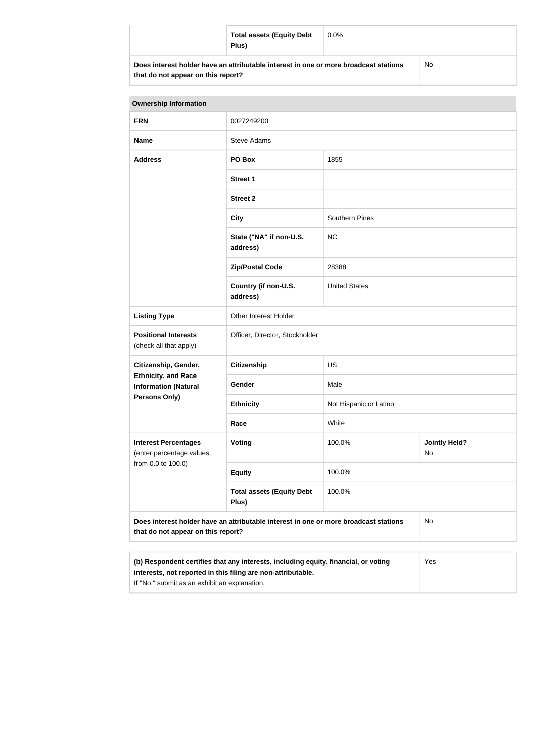| | Total assets (Equity Debt Plus) | 0.0% | |
|---|---|---|---|
| **Does interest holder have an attributable interest in one or more broadcast stations that do not appear on this report?** | | | No |

| Ownership Information | | | |
|---|---|---|---|
| **FRN** | 0027249200 | | |
| **Name** | Steve Adams | | |
| **Address** | **PO Box** | 1855 | |
| | **Street 1** | | |
| | **Street 2** | | |
| | **City** | Southern Pines | |
| | **State ("NA" if non-U.S. address)** | NC | |
| | **Zip/Postal Code** | 28388 | |
| | **Country (if non-U.S. address)** | United States | |
| **Listing Type** | Other Interest Holder | | |
| **Positional Interests** (check all that apply) | Officer, Director, Stockholder | | |
| **Citizenship, Gender, Ethnicity, and Race Information (Natural Persons Only)** | **Citizenship** | US | |
| | **Gender** | Male | |
| | **Ethnicity** | Not Hispanic or Latino | |
| | **Race** | White | |
| **Interest Percentages** (enter percentage values from 0.0 to 100.0) | **Voting** | 100.0% | **Jointly Held?** No |
| | **Equity** | 100.0% | |
| | **Total assets (Equity Debt Plus)** | 100.0% | |
| **Does interest holder have an attributable interest in one or more broadcast stations that do not appear on this report?** | | | No |

| | |
|---|---|
| **(b) Respondent certifies that any interests, including equity, financial, or voting interests, not reported in this filing are non-attributable.** If "No," submit as an exhibit an explanation. | Yes |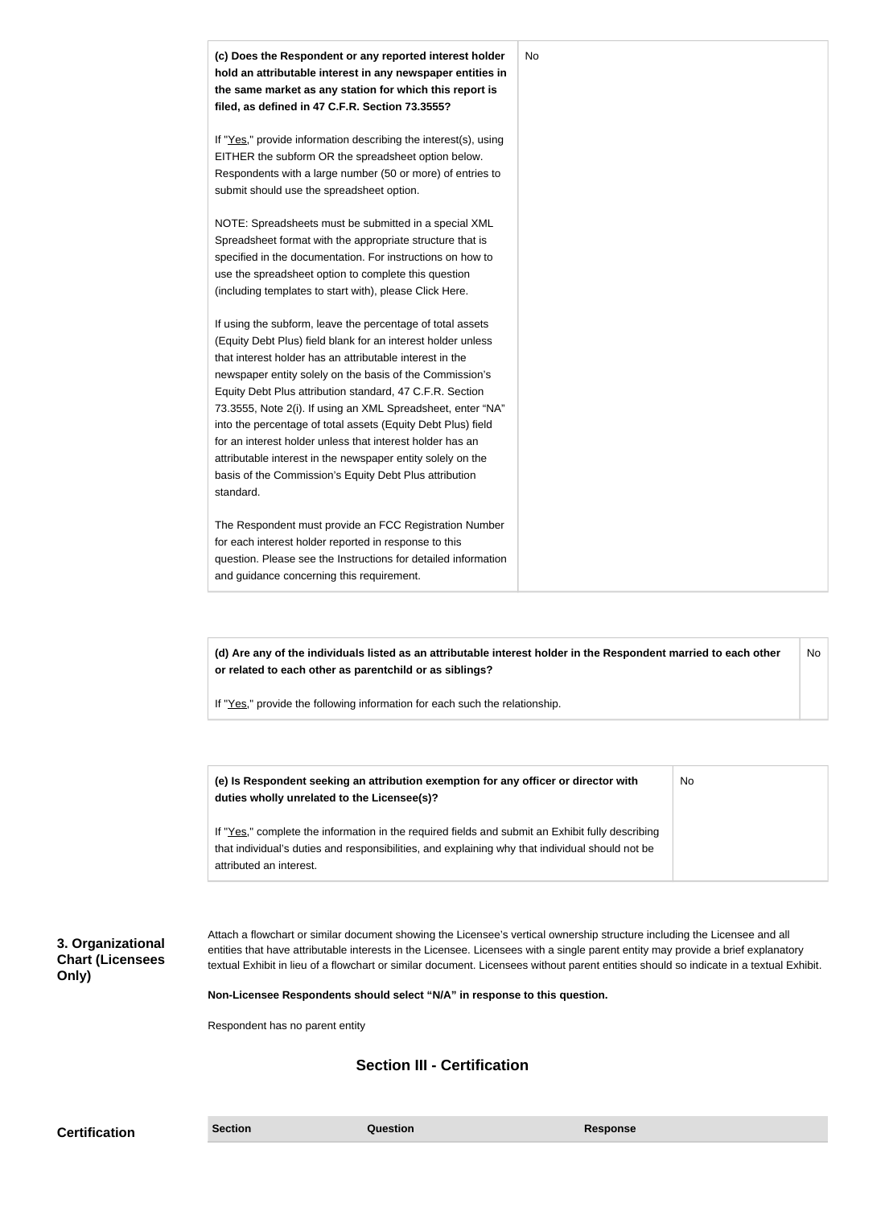| **(c) Does the Respondent or any reported interest holder hold an attributable interest in any newspaper entities in the same market as any station for which this report is filed, as defined in 47 C.F.R. Section 73.3555?**<br><br>If "Yes," provide information describing the interest(s), using EITHER the subform OR the spreadsheet option below. Respondents with a large number (50 or more) of entries to submit should use the spreadsheet option.<br><br>NOTE: Spreadsheets must be submitted in a special XML Spreadsheet format with the appropriate structure that is specified in the documentation. For instructions on how to use the spreadsheet option to complete this question (including templates to start with), please Click Here.<br><br>If using the subform, leave the percentage of total assets (Equity Debt Plus) field blank for an interest holder unless that interest holder has an attributable interest in the newspaper entity solely on the basis of the Commission's Equity Debt Plus attribution standard, 47 C.F.R. Section 73.3555, Note 2(i). If using an XML Spreadsheet, enter "NA" into the percentage of total assets (Equity Debt Plus) field for an interest holder unless that interest holder has an attributable interest in the newspaper entity solely on the basis of the Commission's Equity Debt Plus attribution standard.<br><br>The Respondent must provide an FCC Registration Number for each interest holder reported in response to this question. Please see the Instructions for detailed information and guidance concerning this requirement. | No |
|---|---|

| **(d) Are any of the individuals listed as an attributable interest holder in the Respondent married to each other or related to each other as parentchild or as siblings?**<br><br>If "Yes," provide the following information for each such the relationship. | No |
|---|---|

| **(e) Is Respondent seeking an attribution exemption for any officer or director with duties wholly unrelated to the Licensee(s)?**<br><br>If "Yes," complete the information in the required fields and submit an Exhibit fully describing that individual's duties and responsibilities, and explaining why that individual should not be attributed an interest. | No |
|---|---|

**3. Organizational Chart (Licensees Only)**

Attach a flowchart or similar document showing the Licensee's vertical ownership structure including the Licensee and all entities that have attributable interests in the Licensee. Licensees with a single parent entity may provide a brief explanatory textual Exhibit in lieu of a flowchart or similar document. Licensees without parent entities should so indicate in a textual Exhibit.

**Non-Licensee Respondents should select "N/A" in response to this question.**

Respondent has no parent entity

## Section III - Certification

**Certification**

| Section | Question | Response |
|---|---|---|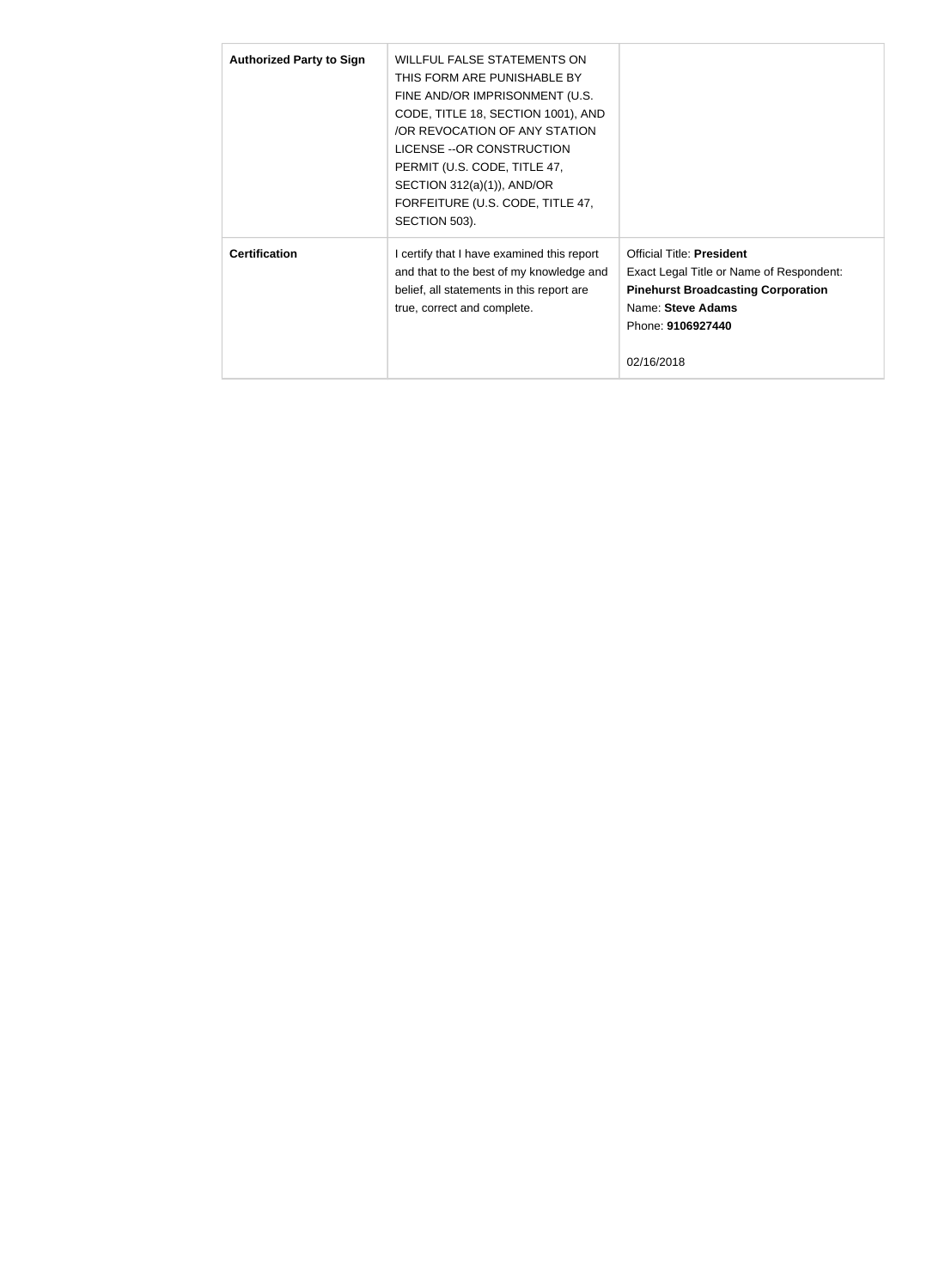| | | |
|---|---|---|
| **Authorized Party to Sign** | WILLFUL FALSE STATEMENTS ON THIS FORM ARE PUNISHABLE BY FINE AND/OR IMPRISONMENT (U.S. CODE, TITLE 18, SECTION 1001), AND /OR REVOCATION OF ANY STATION LICENSE --OR CONSTRUCTION PERMIT (U.S. CODE, TITLE 47, SECTION 312(a)(1)), AND/OR FORFEITURE (U.S. CODE, TITLE 47, SECTION 503). | |
| **Certification** | I certify that I have examined this report and that to the best of my knowledge and belief, all statements in this report are true, correct and complete. | Official Title: **President**<br>Exact Legal Title or Name of Respondent: **Pinehurst Broadcasting Corporation**<br>Name: **Steve Adams**<br>Phone: **9106927440**<br><br>02/16/2018 |